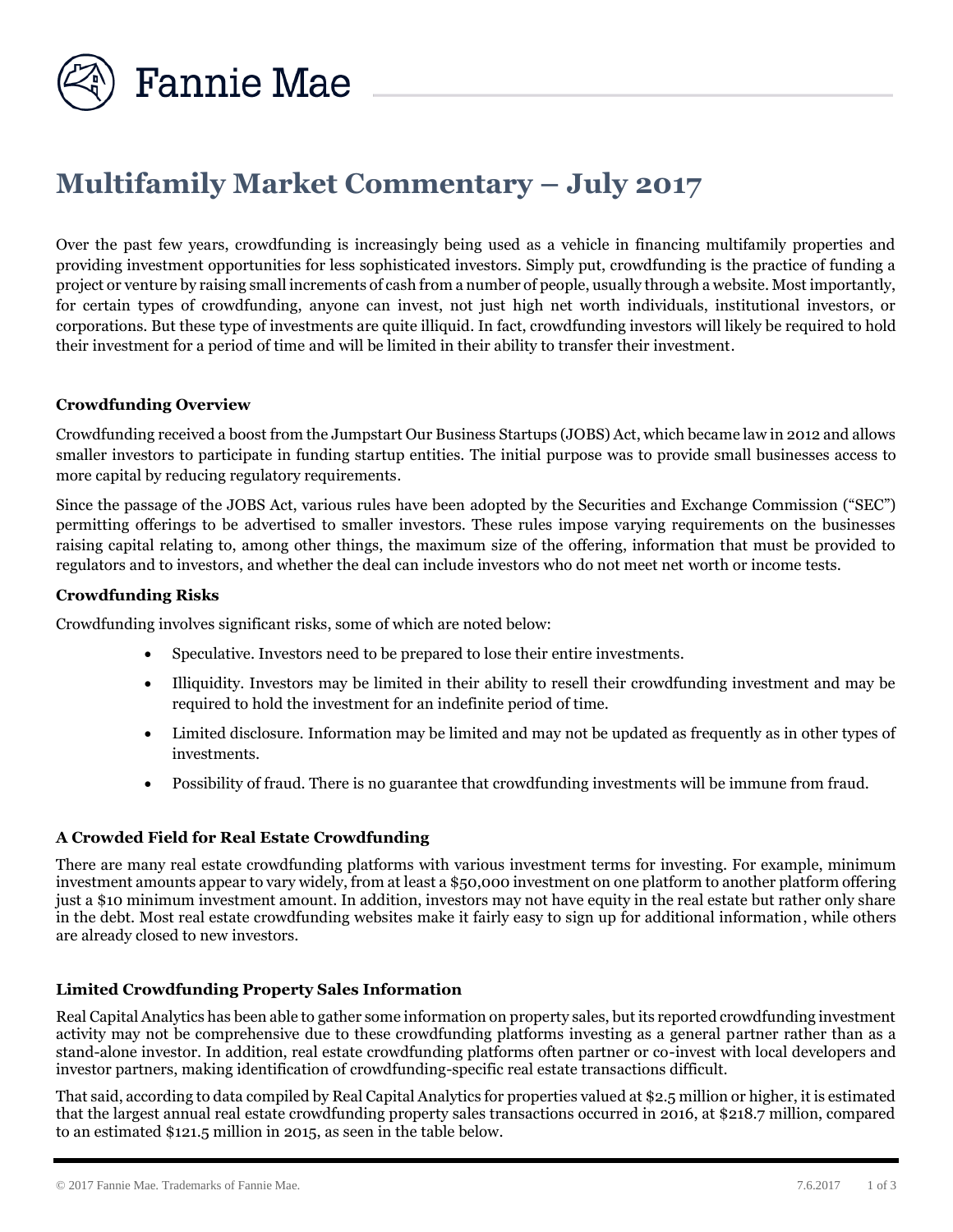# Multifamily Market Commentary – July 2017

Over the past few years, crowdfunding is increasingly being used as a vehicle in financing multifamily properties and providing investment opportunities for less sophisticated investors. Simply put, crowdfunding is the practice of funding a project or venture by raising small increments of cash from a number of people, usually through a website. Most importantly, for certain types of crowdfunding, anyone can invest, not just high net worth individuals, institutional investors, or corporations. But these type of investments are quite illiquid. In fact, crowdfunding investors will likely be required to hold their investment for a period of time and will be limited in their ability to transfer their investment.

### Crowdfunding Overview

Crowdfunding received a boost from the Jumpstart Our Business Startups (JOBS) Act, which became law in 2012 and allows smaller investors to participate in funding startup entities. The initial purpose was to provide small businesses access to more capital by reducing regulatory requirements.

Since the passage of the JOBS Act, various rules have been adopted by the Securities and Exchange Commission ("SEC") permitting offerings to be advertised to smaller investors. These rules impose varying requirements on the businesses raising capital relating to, among other things, the maximum size of the offering, information that must be provided to regulators and to investors, and whether the deal can include investors who do not meet net worth or income tests.

### Crowdfunding Risks

Crowdfunding involves significant risks, some of which are noted below:

- Speculative. Investors need to be prepared to lose their entire investments.
- Illiquidity. Investors may be limited in their ability to resell their crowdfunding investment and may be required to hold the investment for an indefinite period of time.
- Limited disclosure. Information may be limited and may not be updated as frequently as in other types of investments.
- Possibility of fraud. There is no guarantee that crowdfunding investments will be immune from fraud.

### A Crowded Field for Real Estate Crowdfunding

There are many real estate crowdfunding platforms with various investment terms for investing. For example, minimum investment amounts appear to vary widely, from at least a $50,000 investment on one platform to another platform offering just a $10 minimum investment amount. In addition, investors may not have equity in the real estate but rather only share in the debt. Most real estate crowdfunding websites make it fairly easy to sign up for additional information, while others are already closed to new investors.

### Limited Crowdfunding Property Sales Information

Real Capital Analytics has been able to gather some information on property sales, but its reported crowdfunding investment activity may not be comprehensive due to these crowdfunding platforms investing as a general partner rather than as a stand-alone investor. In addition, real estate crowdfunding platforms often partner or co-invest with local developers and investor partners, making identification of crowdfunding-specific real estate transactions difficult.

That said, according to data compiled by Real Capital Analytics for properties valued at $2.5 million or higher, it is estimated that the largest annual real estate crowdfunding property sales transactions occurred in 2016, at $218.7 million, compared to an estimated $121.5 million in 2015, as seen in the table below.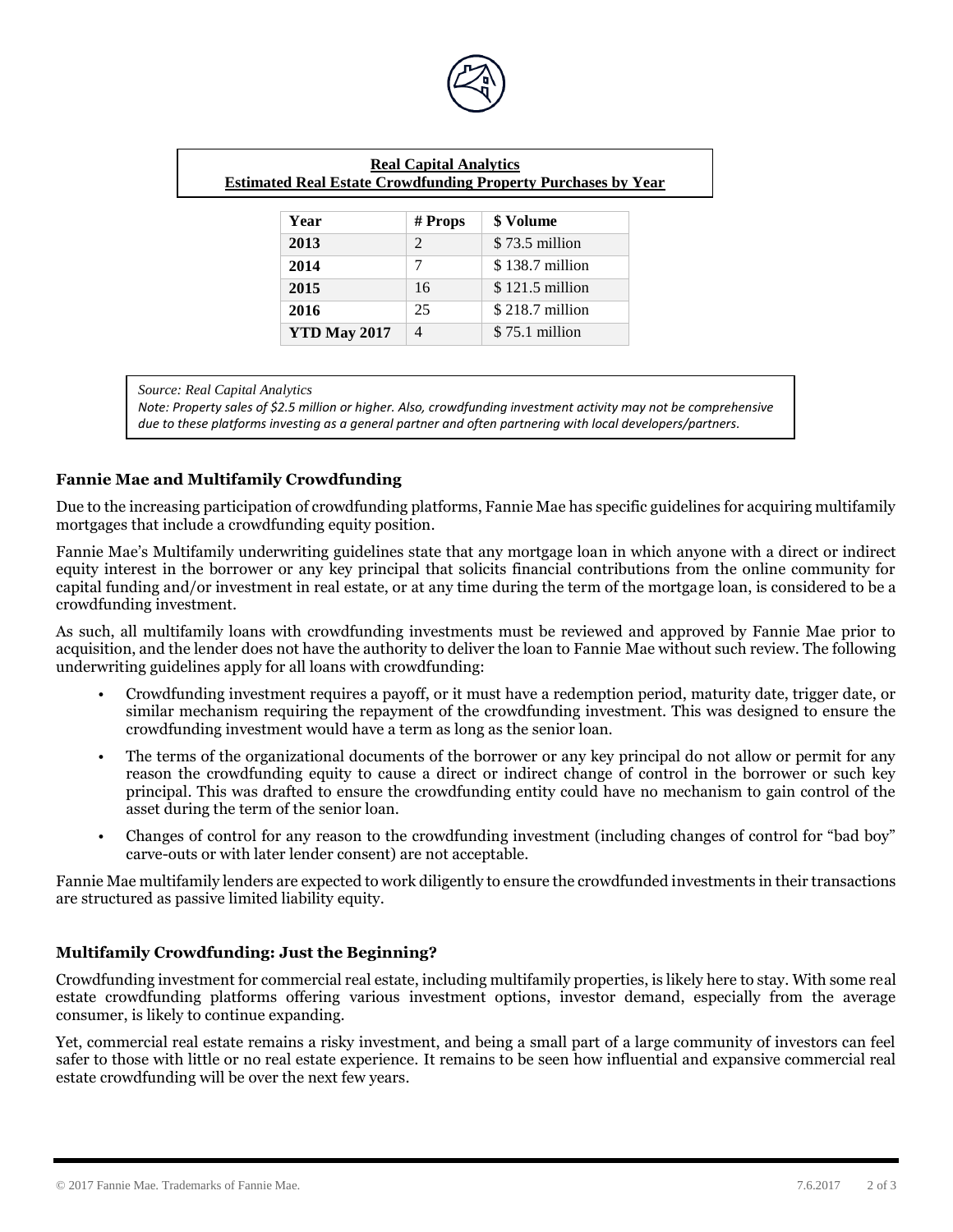**Real Capital Analytics**
**Estimated Real Estate Crowdfunding Property Purchases by Year**

| Year | # Props | $ Volume |
|---|---|---|
| **2013** | 2 | $ 73.5 million |
| **2014** | 7 | $ 138.7 million |
| **2015** | 16 | $ 121.5 million |
| **2016** | 25 | $ 218.7 million |
| **YTD May 2017** | 4 | $ 75.1 million |

*Source: Real Capital Analytics*
*Note: Property sales of $2.5 million or higher. Also, crowdfunding investment activity may not be comprehensive due to these platforms investing as a general partner and often partnering with local developers/partners.*

### Fannie Mae and Multifamily Crowdfunding

Due to the increasing participation of crowdfunding platforms, Fannie Mae has specific guidelines for acquiring multifamily mortgages that include a crowdfunding equity position.

Fannie Mae's Multifamily underwriting guidelines state that any mortgage loan in which anyone with a direct or indirect equity interest in the borrower or any key principal that solicits financial contributions from the online community for capital funding and/or investment in real estate, or at any time during the term of the mortgage loan, is considered to be a crowdfunding investment.

As such, all multifamily loans with crowdfunding investments must be reviewed and approved by Fannie Mae prior to acquisition, and the lender does not have the authority to deliver the loan to Fannie Mae without such review. The following underwriting guidelines apply for all loans with crowdfunding:

- Crowdfunding investment requires a payoff, or it must have a redemption period, maturity date, trigger date, or similar mechanism requiring the repayment of the crowdfunding investment. This was designed to ensure the crowdfunding investment would have a term as long as the senior loan.
- The terms of the organizational documents of the borrower or any key principal do not allow or permit for any reason the crowdfunding equity to cause a direct or indirect change of control in the borrower or such key principal. This was drafted to ensure the crowdfunding entity could have no mechanism to gain control of the asset during the term of the senior loan.
- Changes of control for any reason to the crowdfunding investment (including changes of control for "bad boy" carve-outs or with later lender consent) are not acceptable.

Fannie Mae multifamily lenders are expected to work diligently to ensure the crowdfunded investments in their transactions are structured as passive limited liability equity.

### Multifamily Crowdfunding: Just the Beginning?

Crowdfunding investment for commercial real estate, including multifamily properties, is likely here to stay. With some real estate crowdfunding platforms offering various investment options, investor demand, especially from the average consumer, is likely to continue expanding.

Yet, commercial real estate remains a risky investment, and being a small part of a large community of investors can feel safer to those with little or no real estate experience. It remains to be seen how influential and expansive commercial real estate crowdfunding will be over the next few years.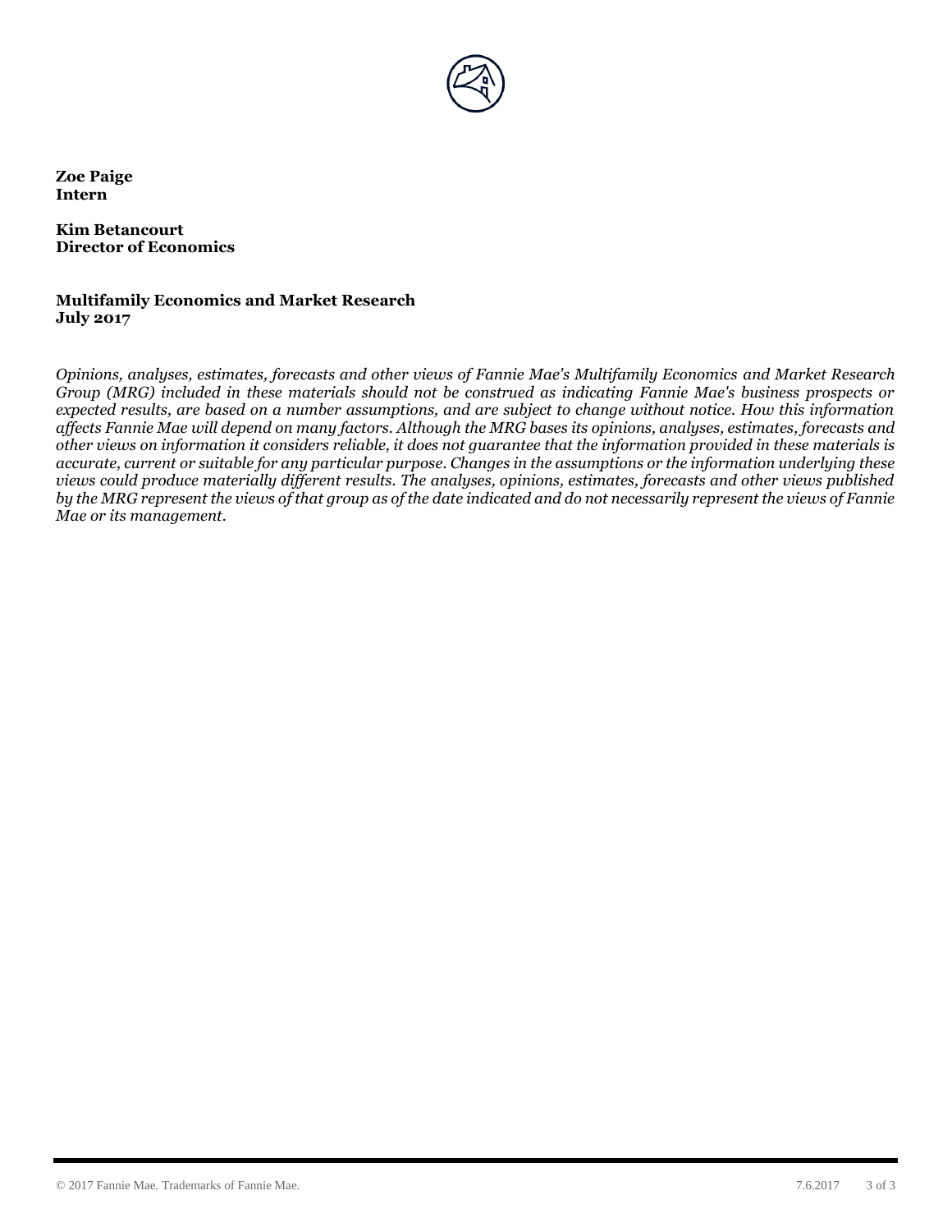**Zoe Paige**
**Intern**

**Kim Betancourt**
**Director of Economics**

**Multifamily Economics and Market Research**
**July 2017**

*Opinions, analyses, estimates, forecasts and other views of Fannie Mae's Multifamily Economics and Market Research Group (MRG) included in these materials should not be construed as indicating Fannie Mae's business prospects or expected results, are based on a number assumptions, and are subject to change without notice. How this information affects Fannie Mae will depend on many factors. Although the MRG bases its opinions, analyses, estimates, forecasts and other views on information it considers reliable, it does not guarantee that the information provided in these materials is accurate, current or suitable for any particular purpose. Changes in the assumptions or the information underlying these views could produce materially different results. The analyses, opinions, estimates, forecasts and other views published by the MRG represent the views of that group as of the date indicated and do not necessarily represent the views of Fannie Mae or its management.*